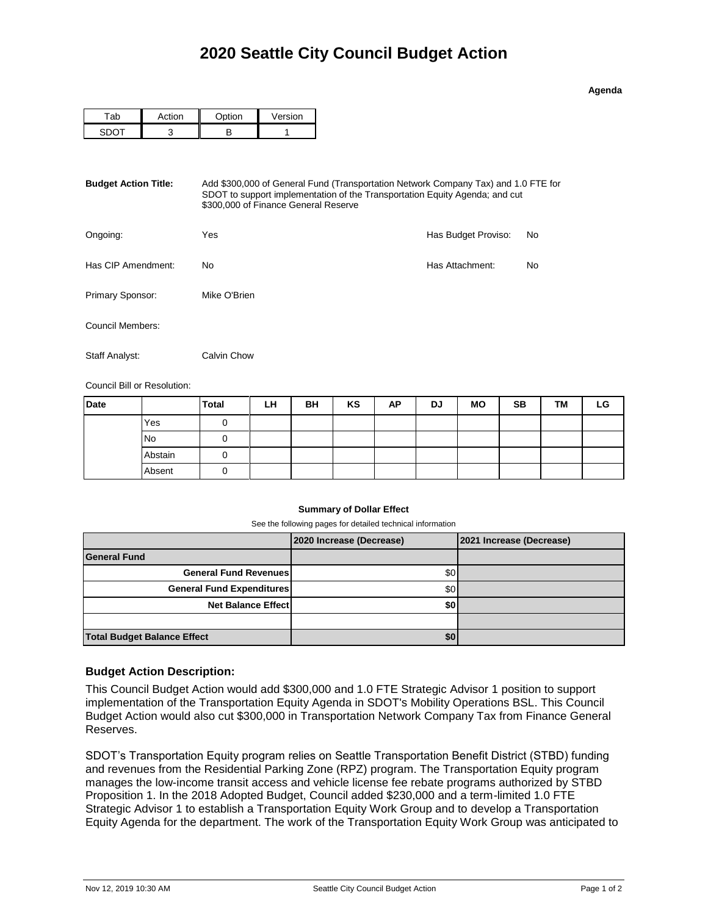# 2020 Seattle City Council Budget Action

**Agenda**

| Tab | Action | Option | Version |
|---|---|---|---|
| SDOT | 3 | B | 1 |

**Budget Action Title:** Add $300,000 of General Fund (Transportation Network Company Tax) and 1.0 FTE for SDOT to support implementation of the Transportation Equity Agenda; and cut $300,000 of Finance General Reserve

Ongoing: Yes

Has Budget Proviso: No

Has CIP Amendment: No

Has Attachment: No

Primary Sponsor: Mike O'Brien

Council Members:

Staff Analyst: Calvin Chow

Council Bill or Resolution:

| Date | | Total | LH | BH | KS | AP | DJ | MO | SB | TM | LG |
|---|---|---|---|---|---|---|---|---|---|---|---|
| | Yes | 0 | | | | | | | | | |
| | No | 0 | | | | | | | | | |
| | Abstain | 0 | | | | | | | | | |
| | Absent | 0 | | | | | | | | | |

**Summary of Dollar Effect**

See the following pages for detailed technical information

| | 2020 Increase (Decrease) | 2021 Increase (Decrease) |
|---|---|---|
| **General Fund** | | |
| **General Fund Revenues** | $0 | |
| **General Fund Expenditures** | $0 | |
| **Net Balance Effect** | **$0** | |
| | | |
| **Total Budget Balance Effect** | **$0** | |

### Budget Action Description:

This Council Budget Action would add $300,000 and 1.0 FTE Strategic Advisor 1 position to support implementation of the Transportation Equity Agenda in SDOT's Mobility Operations BSL. This Council Budget Action would also cut $300,000 in Transportation Network Company Tax from Finance General Reserves.

SDOT's Transportation Equity program relies on Seattle Transportation Benefit District (STBD) funding and revenues from the Residential Parking Zone (RPZ) program. The Transportation Equity program manages the low-income transit access and vehicle license fee rebate programs authorized by STBD Proposition 1. In the 2018 Adopted Budget, Council added $230,000 and a term-limited 1.0 FTE Strategic Advisor 1 to establish a Transportation Equity Work Group and to develop a Transportation Equity Agenda for the department. The work of the Transportation Equity Work Group was anticipated to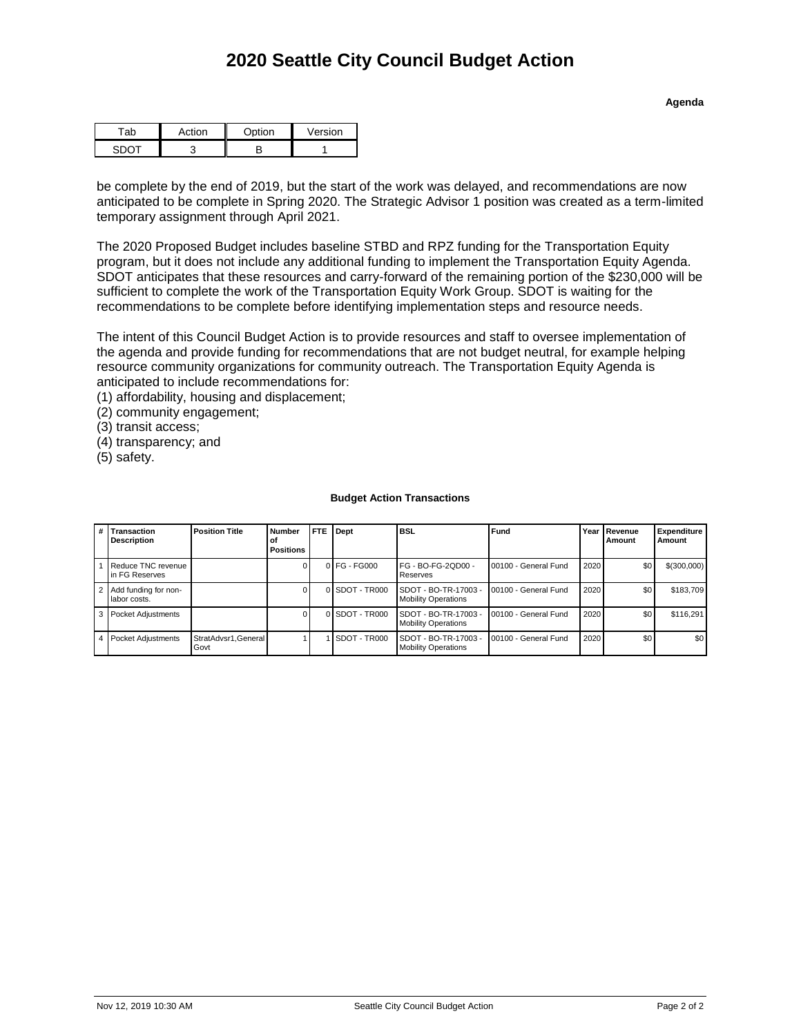# 2020 Seattle City Council Budget Action

**Agenda**

| Tab | Action | Option | Version |
|---|---|---|---|
| SDOT | 3 | B | 1 |

be complete by the end of 2019, but the start of the work was delayed, and recommendations are now anticipated to be complete in Spring 2020. The Strategic Advisor 1 position was created as a term-limited temporary assignment through April 2021.

The 2020 Proposed Budget includes baseline STBD and RPZ funding for the Transportation Equity program, but it does not include any additional funding to implement the Transportation Equity Agenda. SDOT anticipates that these resources and carry-forward of the remaining portion of the $230,000 will be sufficient to complete the work of the Transportation Equity Work Group. SDOT is waiting for the recommendations to be complete before identifying implementation steps and resource needs.

The intent of this Council Budget Action is to provide resources and staff to oversee implementation of the agenda and provide funding for recommendations that are not budget neutral, for example helping resource community organizations for community outreach. The Transportation Equity Agenda is anticipated to include recommendations for:
(1) affordability, housing and displacement;
(2) community engagement;
(3) transit access;
(4) transparency; and
(5) safety.

**Budget Action Transactions**

| # | Transaction Description | Position Title | Number of Positions | FTE | Dept | BSL | Fund | Year | Revenue Amount | Expenditure Amount |
|---|---|---|---|---|---|---|---|---|---|---|
| 1 | Reduce TNC revenue in FG Reserves | | 0 | 0 | FG - FG000 | FG - BO-FG-2QD00 - Reserves | 00100 - General Fund | 2020 | $0 | $(300,000) |
| 2 | Add funding for non-labor costs. | | 0 | 0 | SDOT - TR000 | SDOT - BO-TR-17003 - Mobility Operations | 00100 - General Fund | 2020 | $0 | $183,709 |
| 3 | Pocket Adjustments | | 0 | 0 | SDOT - TR000 | SDOT - BO-TR-17003 - Mobility Operations | 00100 - General Fund | 2020 | $0 | $116,291 |
| 4 | Pocket Adjustments | StratAdvsr1,General Govt | 1 | 1 | SDOT - TR000 | SDOT - BO-TR-17003 - Mobility Operations | 00100 - General Fund | 2020 | $0 | $0 |